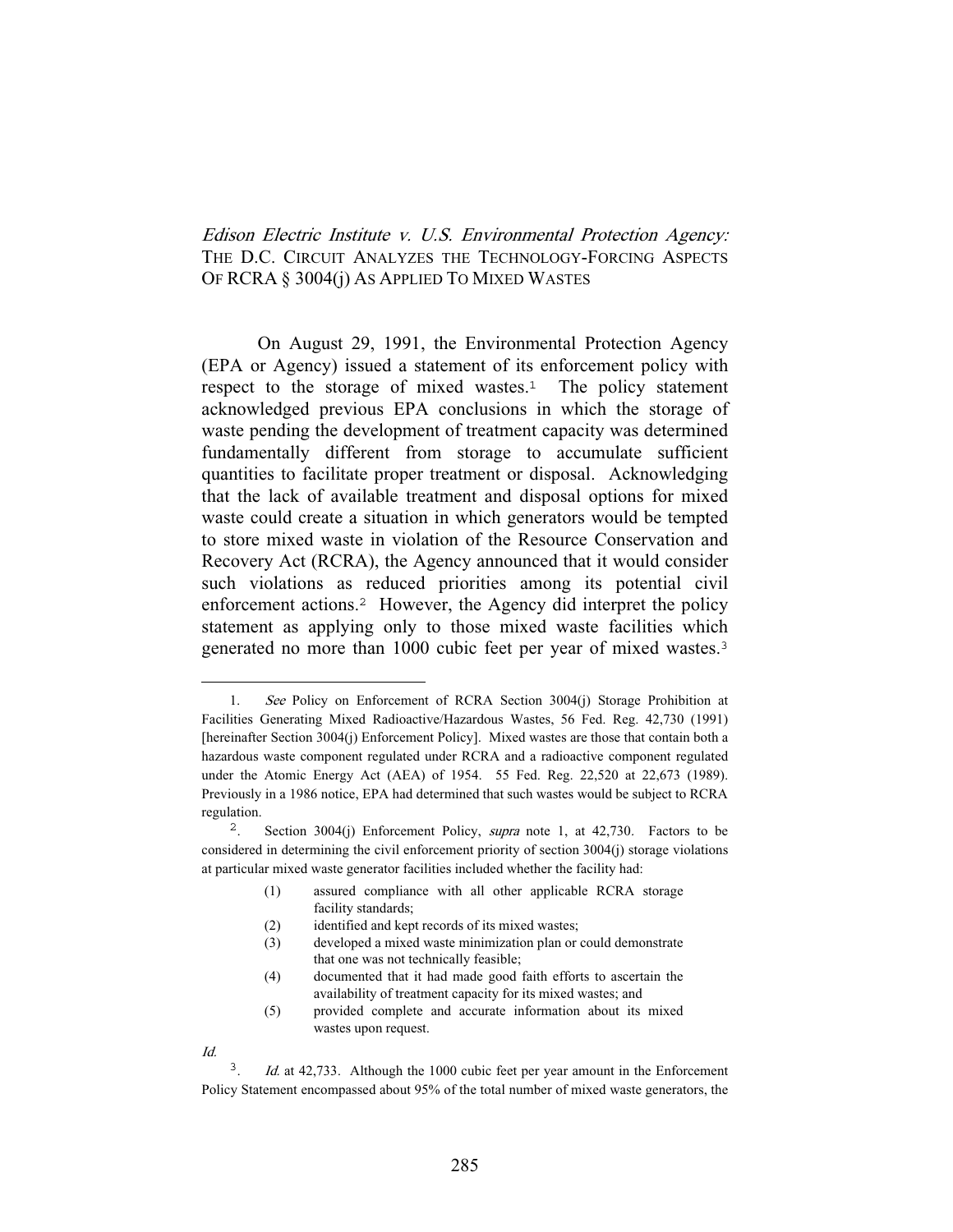# *Edison Electric Institute v. U.S. Environmental Protection Agency:* THE D.C. CIRCUIT ANALYZES THE TECHNOLOGY-FORCING ASPECTS OF RCRA § 3004(j) AS APPLIED TO MIXED WASTES

On August 29, 1991, the Environmental Protection Agency (EPA or Agency) issued a statement of its enforcement policy with respect to the storage of mixed wastes.[1] The policy statement acknowledged previous EPA conclusions in which the storage of waste pending the development of treatment capacity was determined fundamentally different from storage to accumulate sufficient quantities to facilitate proper treatment or disposal. Acknowledging that the lack of available treatment and disposal options for mixed waste could create a situation in which generators would be tempted to store mixed waste in violation of the Resource Conservation and Recovery Act (RCRA), the Agency announced that it would consider such violations as reduced priorities among its potential civil enforcement actions.[2] However, the Agency did interpret the policy statement as applying only to those mixed waste facilities which generated no more than 1000 cubic feet per year of mixed wastes.[3]

---

1. *See* Policy on Enforcement of RCRA Section 3004(j) Storage Prohibition at Facilities Generating Mixed Radioactive/Hazardous Wastes, 56 Fed. Reg. 42,730 (1991) [hereinafter Section 3004(j) Enforcement Policy]. Mixed wastes are those that contain both a hazardous waste component regulated under RCRA and a radioactive component regulated under the Atomic Energy Act (AEA) of 1954. 55 Fed. Reg. 22,520 at 22,673 (1989). Previously in a 1986 notice, EPA had determined that such wastes would be subject to RCRA regulation.

2. Section 3004(j) Enforcement Policy, *supra* note 1, at 42,730. Factors to be considered in determining the civil enforcement priority of section 3004(j) storage violations at particular mixed waste generator facilities included whether the facility had:

   (1) assured compliance with all other applicable RCRA storage facility standards;
   (2) identified and kept records of its mixed wastes;
   (3) developed a mixed waste minimization plan or could demonstrate that one was not technically feasible;
   (4) documented that it had made good faith efforts to ascertain the availability of treatment capacity for its mixed wastes; and
   (5) provided complete and accurate information about its mixed wastes upon request.

*Id.*

3. *Id.* at 42,733. Although the 1000 cubic feet per year amount in the Enforcement Policy Statement encompassed about 95% of the total number of mixed waste generators, the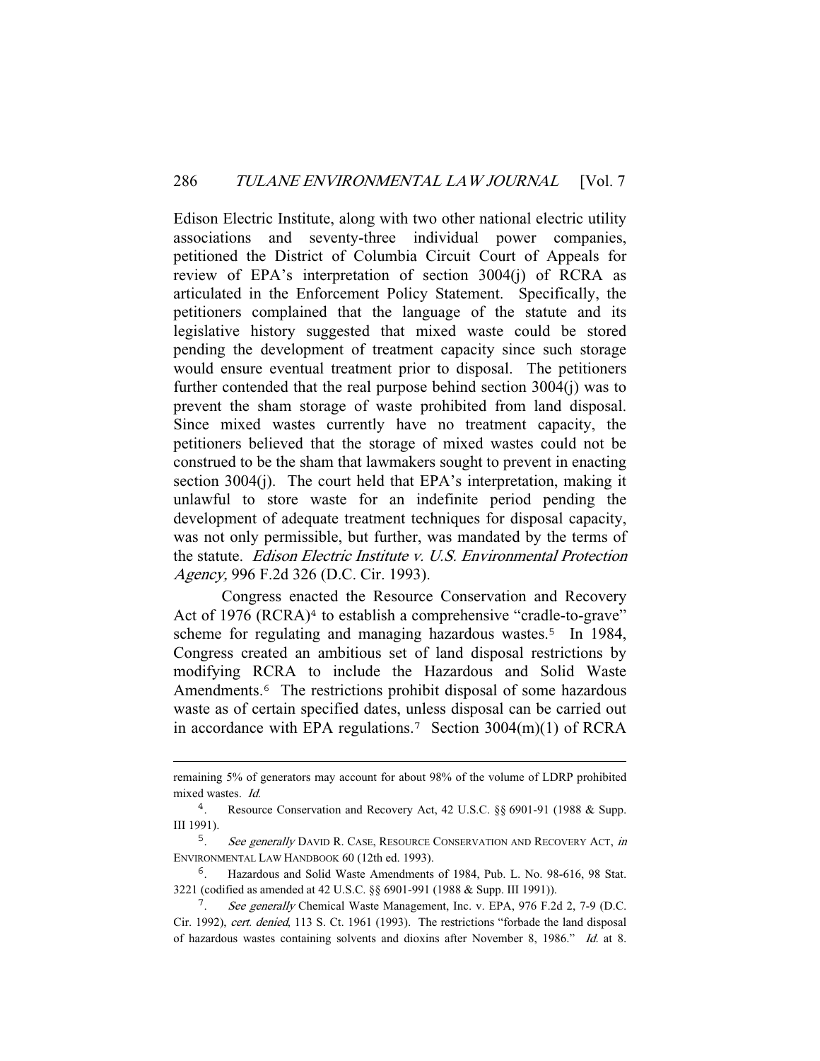Edison Electric Institute, along with two other national electric utility associations and seventy-three individual power companies, petitioned the District of Columbia Circuit Court of Appeals for review of EPA's interpretation of section 3004(j) of RCRA as articulated in the Enforcement Policy Statement. Specifically, the petitioners complained that the language of the statute and its legislative history suggested that mixed waste could be stored pending the development of treatment capacity since such storage would ensure eventual treatment prior to disposal. The petitioners further contended that the real purpose behind section 3004(j) was to prevent the sham storage of waste prohibited from land disposal. Since mixed wastes currently have no treatment capacity, the petitioners believed that the storage of mixed wastes could not be construed to be the sham that lawmakers sought to prevent in enacting section 3004(j). The court held that EPA's interpretation, making it unlawful to store waste for an indefinite period pending the development of adequate treatment techniques for disposal capacity, was not only permissible, but further, was mandated by the terms of the statute. *Edison Electric Institute v. U.S. Environmental Protection Agency,* 996 F.2d 326 (D.C. Cir. 1993).

Congress enacted the Resource Conservation and Recovery Act of 1976 (RCRA)[4] to establish a comprehensive "cradle-to-grave" scheme for regulating and managing hazardous wastes.[5] In 1984, Congress created an ambitious set of land disposal restrictions by modifying RCRA to include the Hazardous and Solid Waste Amendments.[6] The restrictions prohibit disposal of some hazardous waste as of certain specified dates, unless disposal can be carried out in accordance with EPA regulations.[7] Section 3004(m)(1) of RCRA

---

remaining 5% of generators may account for about 98% of the volume of LDRP prohibited mixed wastes. *Id.*

4. Resource Conservation and Recovery Act, 42 U.S.C. §§ 6901-91 (1988 & Supp. III 1991).

5. *See generally* DAVID R. CASE, RESOURCE CONSERVATION AND RECOVERY ACT, *in* ENVIRONMENTAL LAW HANDBOOK 60 (12th ed. 1993).

6. Hazardous and Solid Waste Amendments of 1984, Pub. L. No. 98-616, 98 Stat. 3221 (codified as amended at 42 U.S.C. §§ 6901-991 (1988 & Supp. III 1991)).

7. *See generally* Chemical Waste Management, Inc. v. EPA, 976 F.2d 2, 7-9 (D.C. Cir. 1992), *cert. denied*, 113 S. Ct. 1961 (1993). The restrictions "forbade the land disposal of hazardous wastes containing solvents and dioxins after November 8, 1986." *Id.* at 8.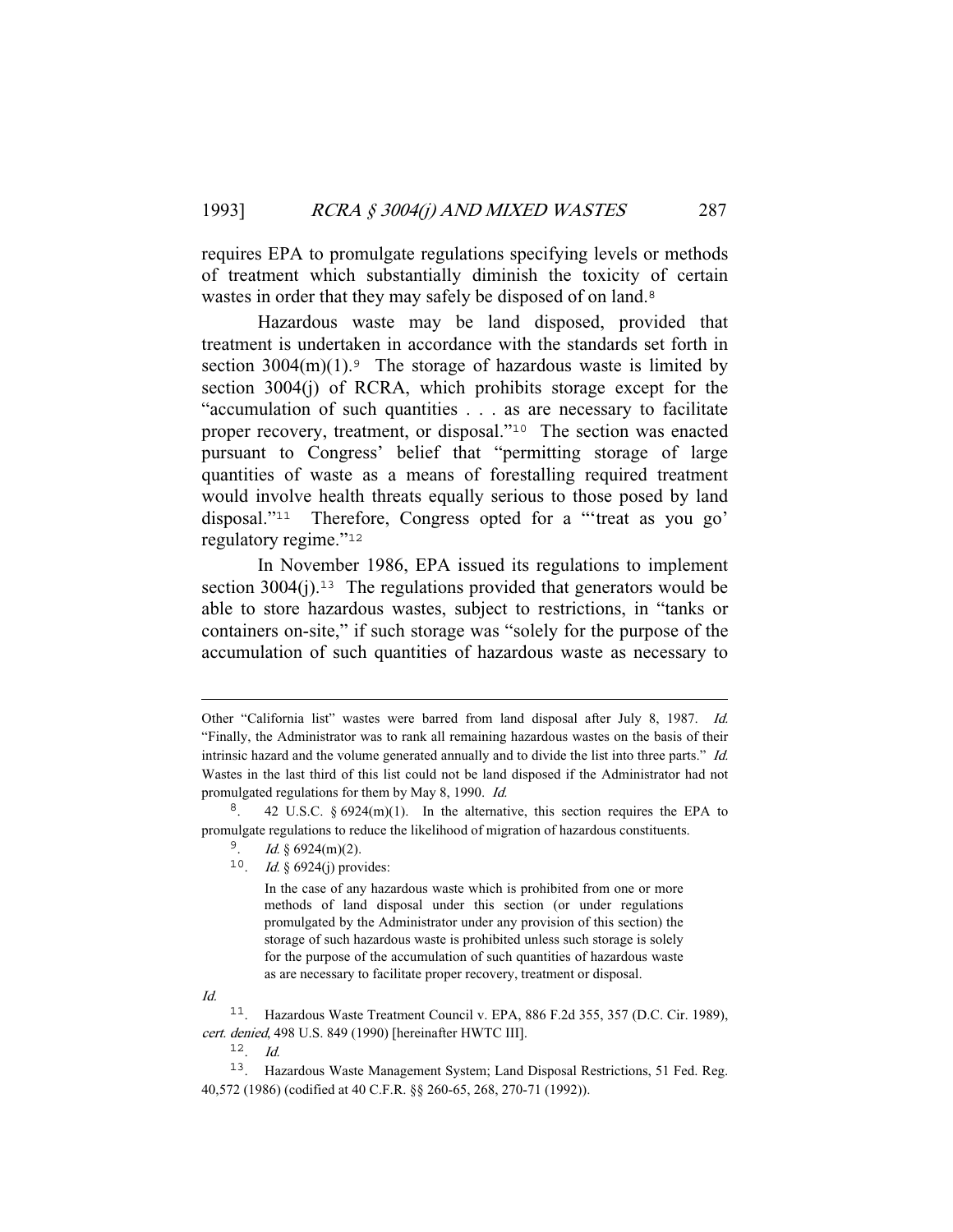requires EPA to promulgate regulations specifying levels or methods of treatment which substantially diminish the toxicity of certain wastes in order that they may safely be disposed of on land.[8]

Hazardous waste may be land disposed, provided that treatment is undertaken in accordance with the standards set forth in section 3004(m)(1).[9] The storage of hazardous waste is limited by section 3004(j) of RCRA, which prohibits storage except for the "accumulation of such quantities . . . as are necessary to facilitate proper recovery, treatment, or disposal."[10] The section was enacted pursuant to Congress' belief that "permitting storage of large quantities of waste as a means of forestalling required treatment would involve health threats equally serious to those posed by land disposal."[11] Therefore, Congress opted for a "'treat as you go' regulatory regime."[12]

In November 1986, EPA issued its regulations to implement section 3004(j).[13] The regulations provided that generators would be able to store hazardous wastes, subject to restrictions, in "tanks or containers on-site," if such storage was "solely for the purpose of the accumulation of such quantities of hazardous waste as necessary to

---

Other "California list" wastes were barred from land disposal after July 8, 1987. *Id.* "Finally, the Administrator was to rank all remaining hazardous wastes on the basis of their intrinsic hazard and the volume generated annually and to divide the list into three parts." *Id.* Wastes in the last third of this list could not be land disposed if the Administrator had not promulgated regulations for them by May 8, 1990. *Id.*

8. 42 U.S.C. § 6924(m)(1). In the alternative, this section requires the EPA to promulgate regulations to reduce the likelihood of migration of hazardous constituents.

9. *Id.* § 6924(m)(2).

10. *Id.* § 6924(j) provides:

> In the case of any hazardous waste which is prohibited from one or more methods of land disposal under this section (or under regulations promulgated by the Administrator under any provision of this section) the storage of such hazardous waste is prohibited unless such storage is solely for the purpose of the accumulation of such quantities of hazardous waste as are necessary to facilitate proper recovery, treatment or disposal.

*Id.*

11. Hazardous Waste Treatment Council v. EPA, 886 F.2d 355, 357 (D.C. Cir. 1989), *cert. denied*, 498 U.S. 849 (1990) [hereinafter HWTC III].

12. *Id.*

13. Hazardous Waste Management System; Land Disposal Restrictions, 51 Fed. Reg. 40,572 (1986) (codified at 40 C.F.R. §§ 260-65, 268, 270-71 (1992)).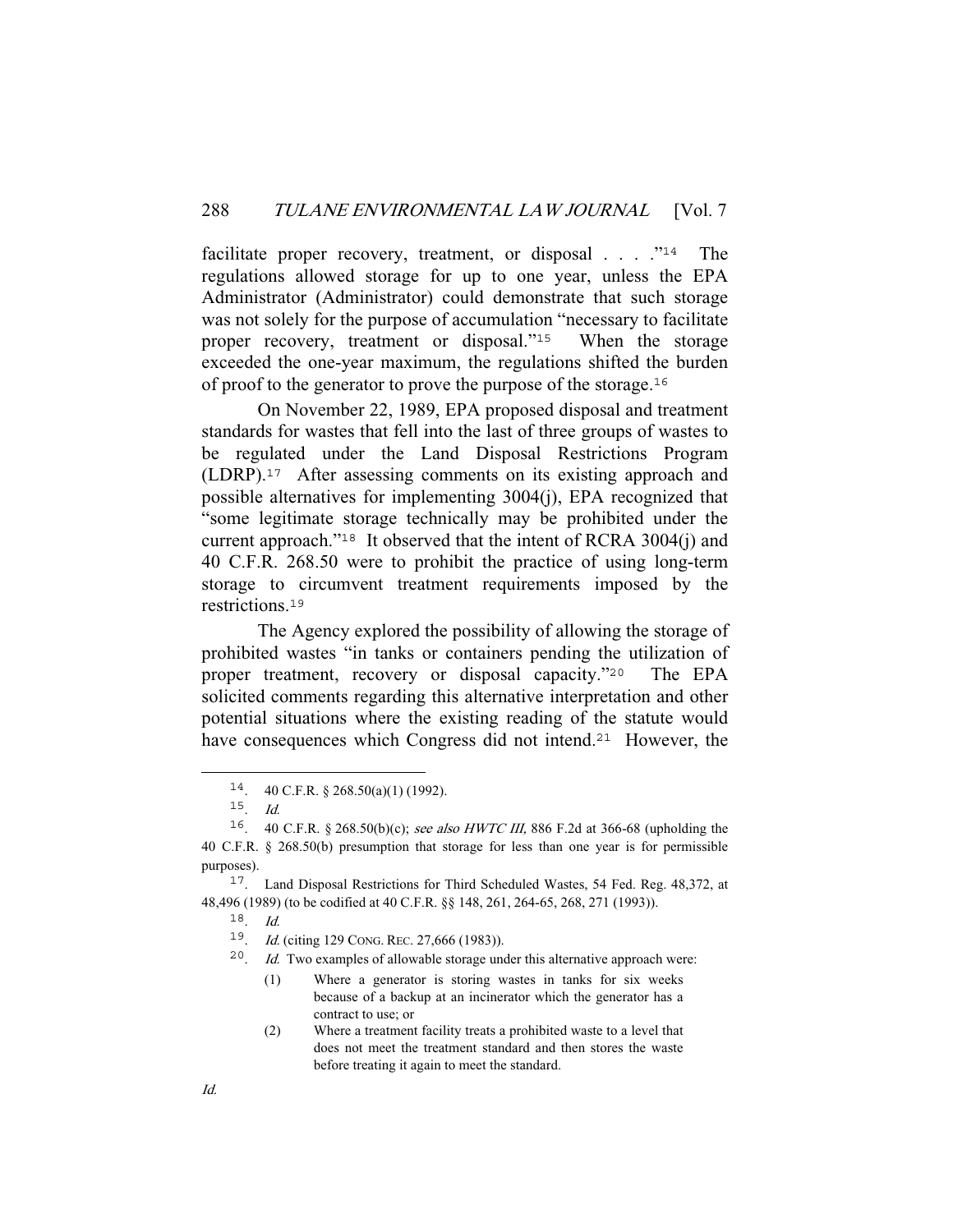facilitate proper recovery, treatment, or disposal . . . ."[14] The regulations allowed storage for up to one year, unless the EPA Administrator (Administrator) could demonstrate that such storage was not solely for the purpose of accumulation "necessary to facilitate proper recovery, treatment or disposal."[15] When the storage exceeded the one-year maximum, the regulations shifted the burden of proof to the generator to prove the purpose of the storage.[16]

On November 22, 1989, EPA proposed disposal and treatment standards for wastes that fell into the last of three groups of wastes to be regulated under the Land Disposal Restrictions Program (LDRP).[17] After assessing comments on its existing approach and possible alternatives for implementing 3004(j), EPA recognized that "some legitimate storage technically may be prohibited under the current approach."[18] It observed that the intent of RCRA 3004(j) and 40 C.F.R. 268.50 were to prohibit the practice of using long-term storage to circumvent treatment requirements imposed by the restrictions.[19]

The Agency explored the possibility of allowing the storage of prohibited wastes "in tanks or containers pending the utilization of proper treatment, recovery or disposal capacity."[20] The EPA solicited comments regarding this alternative interpretation and other potential situations where the existing reading of the statute would have consequences which Congress did not intend.[21] However, the

---

14. 40 C.F.R. § 268.50(a)(1) (1992).

15. *Id.*

16. 40 C.F.R. § 268.50(b)(c); *see also HWTC III,* 886 F.2d at 366-68 (upholding the 40 C.F.R. § 268.50(b) presumption that storage for less than one year is for permissible purposes).

17. Land Disposal Restrictions for Third Scheduled Wastes, 54 Fed. Reg. 48,372, at 48,496 (1989) (to be codified at 40 C.F.R. §§ 148, 261, 264-65, 268, 271 (1993)).

18. *Id.*

19. *Id.* (citing 129 CONG. REC. 27,666 (1983)).

20. *Id.* Two examples of allowable storage under this alternative approach were:

> (1) Where a generator is storing wastes in tanks for six weeks because of a backup at an incinerator which the generator has a contract to use; or
>
> (2) Where a treatment facility treats a prohibited waste to a level that does not meet the treatment standard and then stores the waste before treating it again to meet the standard.

*Id.*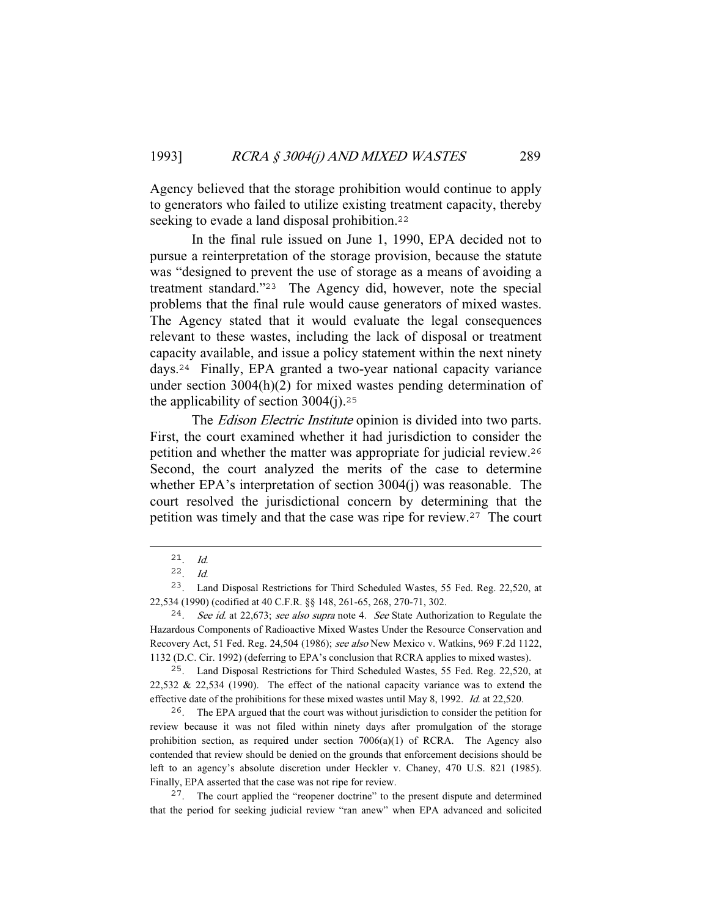Agency believed that the storage prohibition would continue to apply to generators who failed to utilize existing treatment capacity, thereby seeking to evade a land disposal prohibition.[22]

In the final rule issued on June 1, 1990, EPA decided not to pursue a reinterpretation of the storage provision, because the statute was "designed to prevent the use of storage as a means of avoiding a treatment standard."[23] The Agency did, however, note the special problems that the final rule would cause generators of mixed wastes. The Agency stated that it would evaluate the legal consequences relevant to these wastes, including the lack of disposal or treatment capacity available, and issue a policy statement within the next ninety days.[24] Finally, EPA granted a two-year national capacity variance under section 3004(h)(2) for mixed wastes pending determination of the applicability of section 3004(j).[25]

The *Edison Electric Institute* opinion is divided into two parts. First, the court examined whether it had jurisdiction to consider the petition and whether the matter was appropriate for judicial review.[26] Second, the court analyzed the merits of the case to determine whether EPA's interpretation of section 3004(j) was reasonable. The court resolved the jurisdictional concern by determining that the petition was timely and that the case was ripe for review.[27] The court

---

21. *Id.*

22. *Id.*

23. Land Disposal Restrictions for Third Scheduled Wastes, 55 Fed. Reg. 22,520, at 22,534 (1990) (codified at 40 C.F.R. §§ 148, 261-65, 268, 270-71, 302.

24. *See id.* at 22,673; *see also supra* note 4. *See* State Authorization to Regulate the Hazardous Components of Radioactive Mixed Wastes Under the Resource Conservation and Recovery Act, 51 Fed. Reg. 24,504 (1986); *see also* New Mexico v. Watkins, 969 F.2d 1122, 1132 (D.C. Cir. 1992) (deferring to EPA's conclusion that RCRA applies to mixed wastes).

25. Land Disposal Restrictions for Third Scheduled Wastes, 55 Fed. Reg. 22,520, at 22,532 & 22,534 (1990). The effect of the national capacity variance was to extend the effective date of the prohibitions for these mixed wastes until May 8, 1992. *Id.* at 22,520.

26. The EPA argued that the court was without jurisdiction to consider the petition for review because it was not filed within ninety days after promulgation of the storage prohibition section, as required under section 7006(a)(1) of RCRA. The Agency also contended that review should be denied on the grounds that enforcement decisions should be left to an agency's absolute discretion under Heckler v. Chaney, 470 U.S. 821 (1985). Finally, EPA asserted that the case was not ripe for review.

27. The court applied the "reopener doctrine" to the present dispute and determined that the period for seeking judicial review "ran anew" when EPA advanced and solicited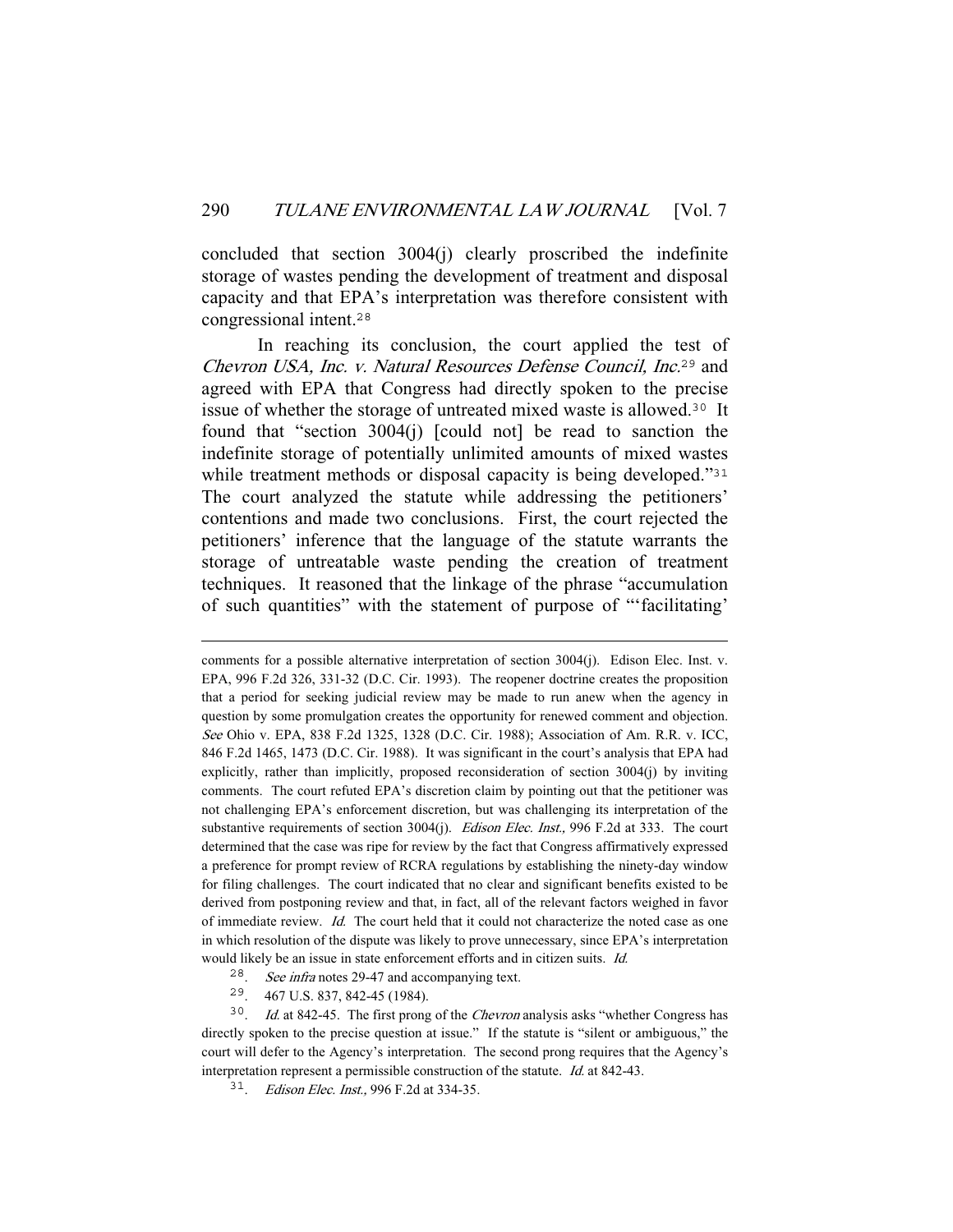concluded that section 3004(j) clearly proscribed the indefinite storage of wastes pending the development of treatment and disposal capacity and that EPA's interpretation was therefore consistent with congressional intent.[28]

In reaching its conclusion, the court applied the test of *Chevron USA, Inc. v. Natural Resources Defense Council, Inc.*[29] and agreed with EPA that Congress had directly spoken to the precise issue of whether the storage of untreated mixed waste is allowed.[30] It found that "section 3004(j) [could not] be read to sanction the indefinite storage of potentially unlimited amounts of mixed wastes while treatment methods or disposal capacity is being developed."[31] The court analyzed the statute while addressing the petitioners' contentions and made two conclusions. First, the court rejected the petitioners' inference that the language of the statute warrants the storage of untreatable waste pending the creation of treatment techniques. It reasoned that the linkage of the phrase "accumulation of such quantities" with the statement of purpose of "'facilitating'

---

comments for a possible alternative interpretation of section 3004(j). Edison Elec. Inst. v. EPA, 996 F.2d 326, 331-32 (D.C. Cir. 1993). The reopener doctrine creates the proposition that a period for seeking judicial review may be made to run anew when the agency in question by some promulgation creates the opportunity for renewed comment and objection. *See* Ohio v. EPA, 838 F.2d 1325, 1328 (D.C. Cir. 1988); Association of Am. R.R. v. ICC, 846 F.2d 1465, 1473 (D.C. Cir. 1988). It was significant in the court's analysis that EPA had explicitly, rather than implicitly, proposed reconsideration of section 3004(j) by inviting comments. The court refuted EPA's discretion claim by pointing out that the petitioner was not challenging EPA's enforcement discretion, but was challenging its interpretation of the substantive requirements of section 3004(j). *Edison Elec. Inst.,* 996 F.2d at 333. The court determined that the case was ripe for review by the fact that Congress affirmatively expressed a preference for prompt review of RCRA regulations by establishing the ninety-day window for filing challenges. The court indicated that no clear and significant benefits existed to be derived from postponing review and that, in fact, all of the relevant factors weighed in favor of immediate review. *Id.* The court held that it could not characterize the noted case as one in which resolution of the dispute was likely to prove unnecessary, since EPA's interpretation would likely be an issue in state enforcement efforts and in citizen suits. *Id.*

28. *See infra* notes 29-47 and accompanying text.

29. 467 U.S. 837, 842-45 (1984).

30. *Id.* at 842-45. The first prong of the *Chevron* analysis asks "whether Congress has directly spoken to the precise question at issue." If the statute is "silent or ambiguous," the court will defer to the Agency's interpretation. The second prong requires that the Agency's interpretation represent a permissible construction of the statute. *Id.* at 842-43.

31. *Edison Elec. Inst.,* 996 F.2d at 334-35.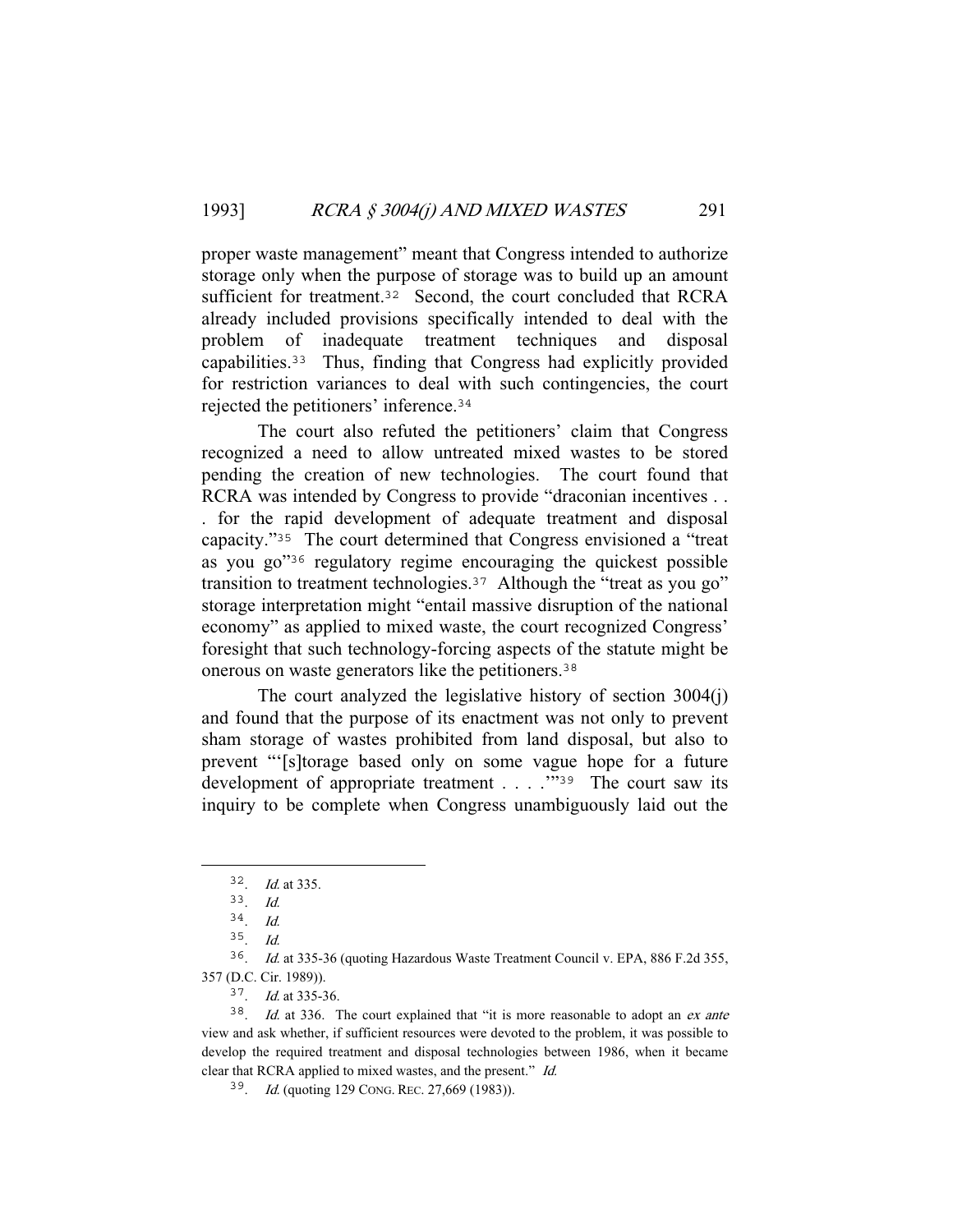proper waste management" meant that Congress intended to authorize storage only when the purpose of storage was to build up an amount sufficient for treatment.[32] Second, the court concluded that RCRA already included provisions specifically intended to deal with the problem of inadequate treatment techniques and disposal capabilities.[33] Thus, finding that Congress had explicitly provided for restriction variances to deal with such contingencies, the court rejected the petitioners' inference.[34]

The court also refuted the petitioners' claim that Congress recognized a need to allow untreated mixed wastes to be stored pending the creation of new technologies. The court found that RCRA was intended by Congress to provide "draconian incentives . . . for the rapid development of adequate treatment and disposal capacity."[35] The court determined that Congress envisioned a "treat as you go"[36] regulatory regime encouraging the quickest possible transition to treatment technologies.[37] Although the "treat as you go" storage interpretation might "entail massive disruption of the national economy" as applied to mixed waste, the court recognized Congress' foresight that such technology-forcing aspects of the statute might be onerous on waste generators like the petitioners.[38]

The court analyzed the legislative history of section 3004(j) and found that the purpose of its enactment was not only to prevent sham storage of wastes prohibited from land disposal, but also to prevent "'[s]torage based only on some vague hope for a future development of appropriate treatment . . . .'"[39] The court saw its inquiry to be complete when Congress unambiguously laid out the

---

32. *Id.* at 335.

33. *Id.*

34. *Id.*

35. *Id.*

36. *Id.* at 335-36 (quoting Hazardous Waste Treatment Council v. EPA, 886 F.2d 355, 357 (D.C. Cir. 1989)).

37. *Id.* at 335-36.

38. *Id.* at 336. The court explained that "it is more reasonable to adopt an *ex ante* view and ask whether, if sufficient resources were devoted to the problem, it was possible to develop the required treatment and disposal technologies between 1986, when it became clear that RCRA applied to mixed wastes, and the present." *Id.*

39. *Id.* (quoting 129 CONG. REC. 27,669 (1983)).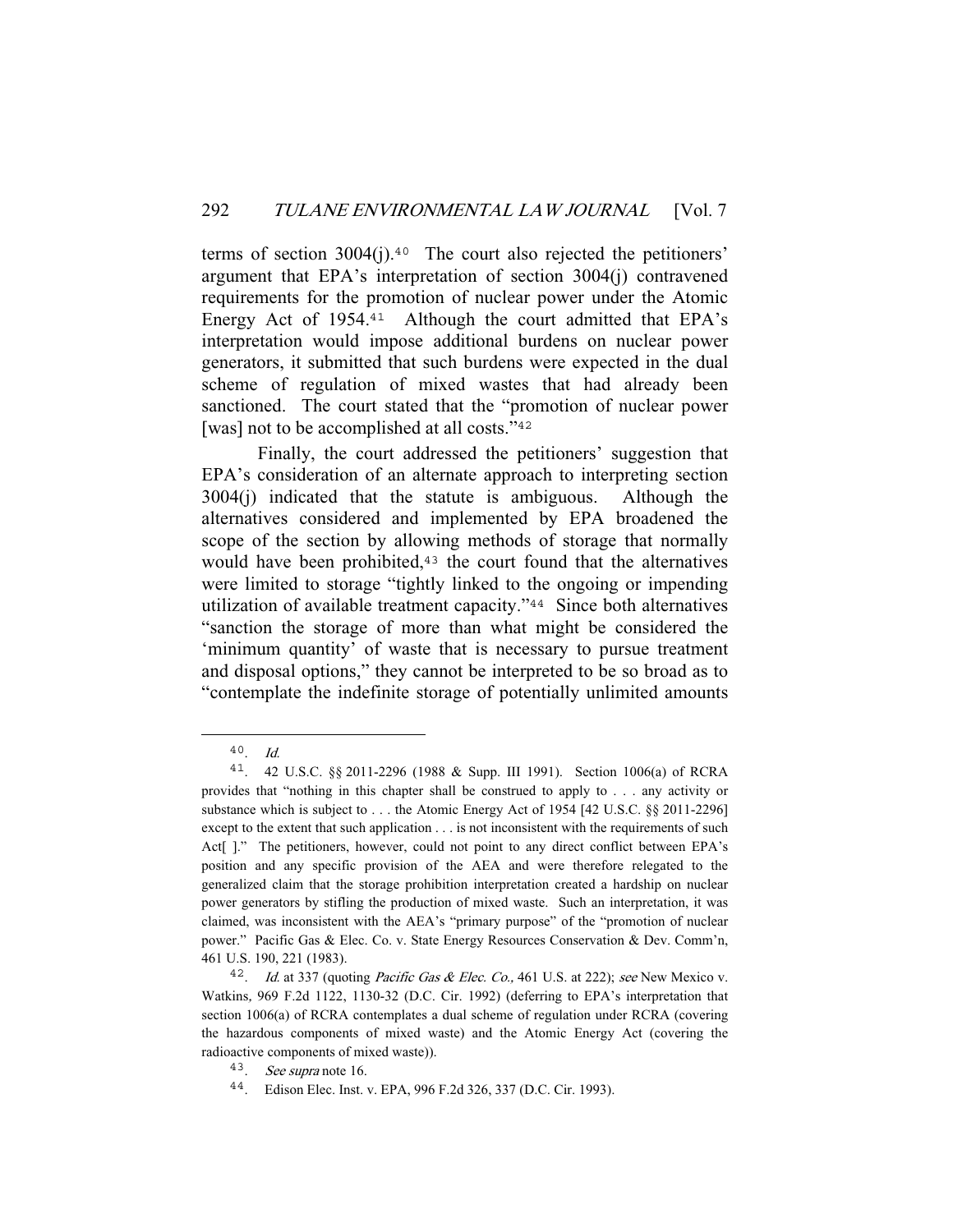terms of section 3004(j).[40] The court also rejected the petitioners' argument that EPA's interpretation of section 3004(j) contravened requirements for the promotion of nuclear power under the Atomic Energy Act of 1954.[41] Although the court admitted that EPA's interpretation would impose additional burdens on nuclear power generators, it submitted that such burdens were expected in the dual scheme of regulation of mixed wastes that had already been sanctioned. The court stated that the "promotion of nuclear power [was] not to be accomplished at all costs."[42]

Finally, the court addressed the petitioners' suggestion that EPA's consideration of an alternate approach to interpreting section 3004(j) indicated that the statute is ambiguous. Although the alternatives considered and implemented by EPA broadened the scope of the section by allowing methods of storage that normally would have been prohibited,[43] the court found that the alternatives were limited to storage "tightly linked to the ongoing or impending utilization of available treatment capacity."[44] Since both alternatives "sanction the storage of more than what might be considered the 'minimum quantity' of waste that is necessary to pursue treatment and disposal options," they cannot be interpreted to be so broad as to "contemplate the indefinite storage of potentially unlimited amounts

---

40. *Id.*

41. 42 U.S.C. §§ 2011-2296 (1988 & Supp. III 1991). Section 1006(a) of RCRA provides that "nothing in this chapter shall be construed to apply to . . . any activity or substance which is subject to . . . the Atomic Energy Act of 1954 [42 U.S.C. §§ 2011-2296] except to the extent that such application . . . is not inconsistent with the requirements of such Act[ ]." The petitioners, however, could not point to any direct conflict between EPA's position and any specific provision of the AEA and were therefore relegated to the generalized claim that the storage prohibition interpretation created a hardship on nuclear power generators by stifling the production of mixed waste. Such an interpretation, it was claimed, was inconsistent with the AEA's "primary purpose" of the "promotion of nuclear power." Pacific Gas & Elec. Co. v. State Energy Resources Conservation & Dev. Comm'n, 461 U.S. 190, 221 (1983).

42. *Id.* at 337 (quoting *Pacific Gas & Elec. Co.,* 461 U.S. at 222); *see* New Mexico v. Watkins, 969 F.2d 1122, 1130-32 (D.C. Cir. 1992) (deferring to EPA's interpretation that section 1006(a) of RCRA contemplates a dual scheme of regulation under RCRA (covering the hazardous components of mixed waste) and the Atomic Energy Act (covering the radioactive components of mixed waste)).

43. *See supra* note 16.

44. Edison Elec. Inst. v. EPA, 996 F.2d 326, 337 (D.C. Cir. 1993).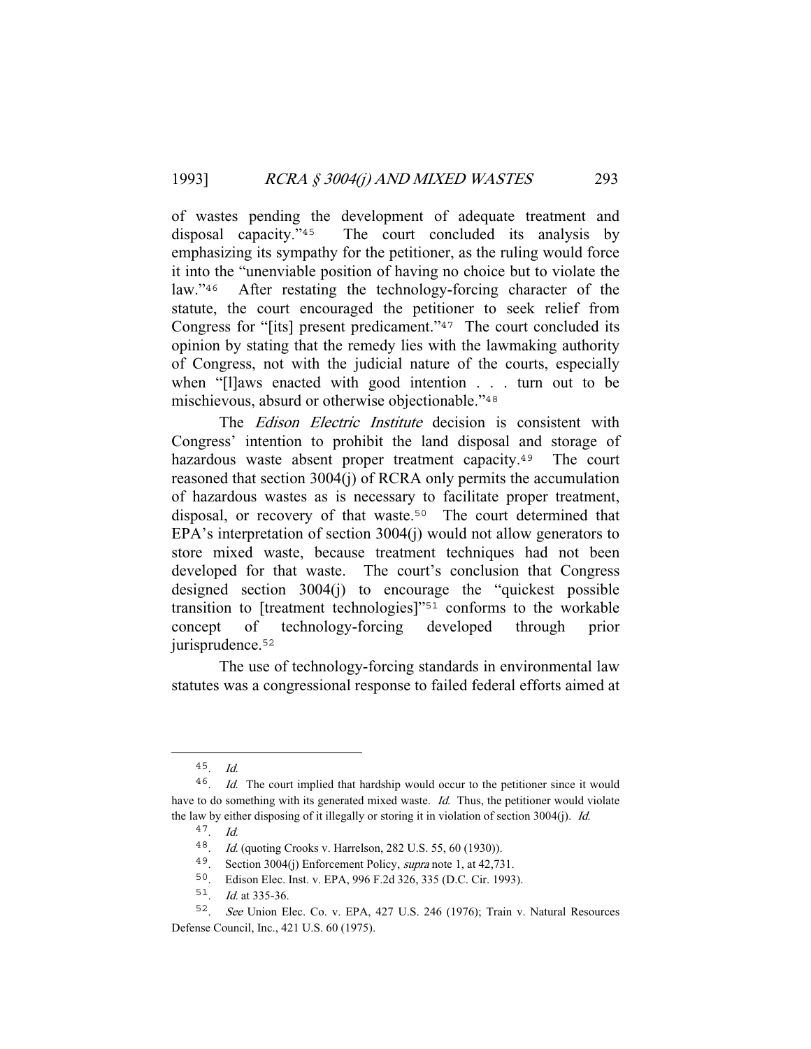of wastes pending the development of adequate treatment and disposal capacity."[45] The court concluded its analysis by emphasizing its sympathy for the petitioner, as the ruling would force it into the "unenviable position of having no choice but to violate the law."[46] After restating the technology-forcing character of the statute, the court encouraged the petitioner to seek relief from Congress for "[its] present predicament."[47] The court concluded its opinion by stating that the remedy lies with the lawmaking authority of Congress, not with the judicial nature of the courts, especially when "[l]aws enacted with good intention . . . turn out to be mischievous, absurd or otherwise objectionable."[48]

The *Edison Electric Institute* decision is consistent with Congress' intention to prohibit the land disposal and storage of hazardous waste absent proper treatment capacity.[49] The court reasoned that section 3004(j) of RCRA only permits the accumulation of hazardous wastes as is necessary to facilitate proper treatment, disposal, or recovery of that waste.[50] The court determined that EPA's interpretation of section 3004(j) would not allow generators to store mixed waste, because treatment techniques had not been developed for that waste. The court's conclusion that Congress designed section 3004(j) to encourage the "quickest possible transition to [treatment technologies]"[51] conforms to the workable concept of technology-forcing developed through prior jurisprudence.[52]

The use of technology-forcing standards in environmental law statutes was a congressional response to failed federal efforts aimed at

---

45. *Id.*

46. *Id.* The court implied that hardship would occur to the petitioner since it would have to do something with its generated mixed waste. *Id.* Thus, the petitioner would violate the law by either disposing of it illegally or storing it in violation of section 3004(j). *Id.*

47. *Id.*

48. *Id.* (quoting Crooks v. Harrelson, 282 U.S. 55, 60 (1930)).

49. Section 3004(j) Enforcement Policy, *supra* note 1, at 42,731.

50. Edison Elec. Inst. v. EPA, 996 F.2d 326, 335 (D.C. Cir. 1993).

51. *Id.* at 335-36.

52. *See* Union Elec. Co. v. EPA, 427 U.S. 246 (1976); Train v. Natural Resources Defense Council, Inc., 421 U.S. 60 (1975).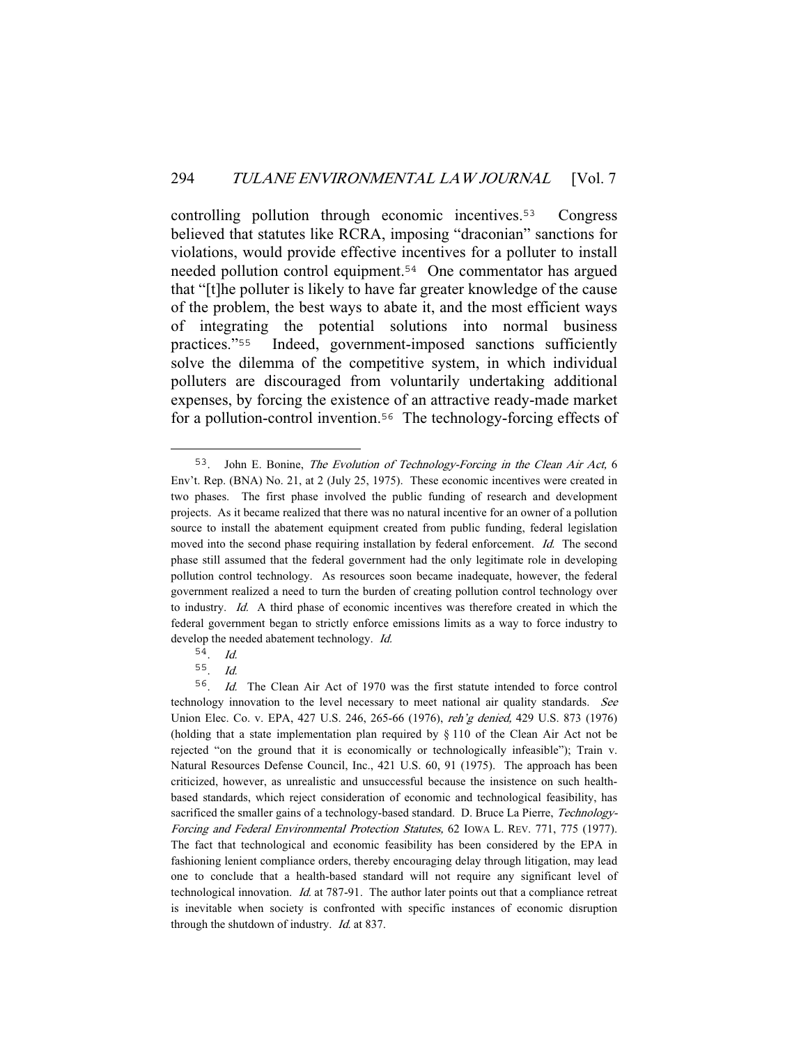controlling pollution through economic incentives.[53] Congress believed that statutes like RCRA, imposing "draconian" sanctions for violations, would provide effective incentives for a polluter to install needed pollution control equipment.[54] One commentator has argued that "[t]he polluter is likely to have far greater knowledge of the cause of the problem, the best ways to abate it, and the most efficient ways of integrating the potential solutions into normal business practices."[55] Indeed, government-imposed sanctions sufficiently solve the dilemma of the competitive system, in which individual polluters are discouraged from voluntarily undertaking additional expenses, by forcing the existence of an attractive ready-made market for a pollution-control invention.[56] The technology-forcing effects of

---

[53]. John E. Bonine, *The Evolution of Technology-Forcing in the Clean Air Act,* 6 Env't. Rep. (BNA) No. 21, at 2 (July 25, 1975). These economic incentives were created in two phases. The first phase involved the public funding of research and development projects. As it became realized that there was no natural incentive for an owner of a pollution source to install the abatement equipment created from public funding, federal legislation moved into the second phase requiring installation by federal enforcement. *Id.* The second phase still assumed that the federal government had the only legitimate role in developing pollution control technology. As resources soon became inadequate, however, the federal government realized a need to turn the burden of creating pollution control technology over to industry. *Id.* A third phase of economic incentives was therefore created in which the federal government began to strictly enforce emissions limits as a way to force industry to develop the needed abatement technology. *Id.*

[54]. *Id.*

[55]. *Id.*

[56]. *Id.* The Clean Air Act of 1970 was the first statute intended to force control technology innovation to the level necessary to meet national air quality standards. *See* Union Elec. Co. v. EPA, 427 U.S. 246, 265-66 (1976), *reh'g denied,* 429 U.S. 873 (1976) (holding that a state implementation plan required by § 110 of the Clean Air Act not be rejected "on the ground that it is economically or technologically infeasible"); Train v. Natural Resources Defense Council, Inc., 421 U.S. 60, 91 (1975). The approach has been criticized, however, as unrealistic and unsuccessful because the insistence on such health-based standards, which reject consideration of economic and technological feasibility, has sacrificed the smaller gains of a technology-based standard. D. Bruce La Pierre, *Technology-Forcing and Federal Environmental Protection Statutes,* 62 IOWA L. REV. 771, 775 (1977). The fact that technological and economic feasibility has been considered by the EPA in fashioning lenient compliance orders, thereby encouraging delay through litigation, may lead one to conclude that a health-based standard will not require any significant level of technological innovation. *Id.* at 787-91. The author later points out that a compliance retreat is inevitable when society is confronted with specific instances of economic disruption through the shutdown of industry. *Id.* at 837.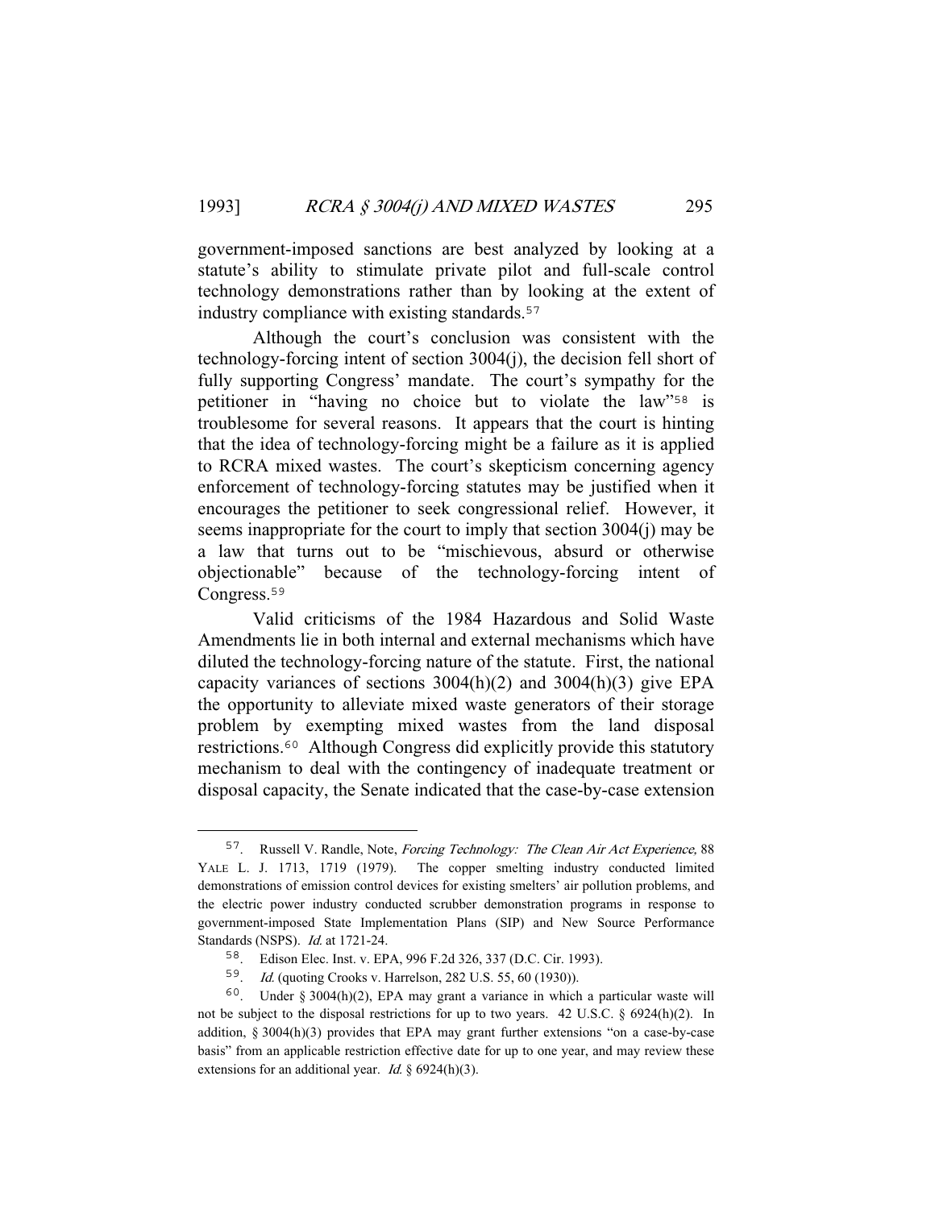government-imposed sanctions are best analyzed by looking at a statute's ability to stimulate private pilot and full-scale control technology demonstrations rather than by looking at the extent of industry compliance with existing standards.[57]

Although the court's conclusion was consistent with the technology-forcing intent of section 3004(j), the decision fell short of fully supporting Congress' mandate. The court's sympathy for the petitioner in "having no choice but to violate the law"[58] is troublesome for several reasons. It appears that the court is hinting that the idea of technology-forcing might be a failure as it is applied to RCRA mixed wastes. The court's skepticism concerning agency enforcement of technology-forcing statutes may be justified when it encourages the petitioner to seek congressional relief. However, it seems inappropriate for the court to imply that section 3004(j) may be a law that turns out to be "mischievous, absurd or otherwise objectionable" because of the technology-forcing intent of Congress.[59]

Valid criticisms of the 1984 Hazardous and Solid Waste Amendments lie in both internal and external mechanisms which have diluted the technology-forcing nature of the statute. First, the national capacity variances of sections 3004(h)(2) and 3004(h)(3) give EPA the opportunity to alleviate mixed waste generators of their storage problem by exempting mixed wastes from the land disposal restrictions.[60] Although Congress did explicitly provide this statutory mechanism to deal with the contingency of inadequate treatment or disposal capacity, the Senate indicated that the case-by-case extension

---

57. Russell V. Randle, Note, *Forcing Technology: The Clean Air Act Experience,* 88 YALE L. J. 1713, 1719 (1979). The copper smelting industry conducted limited demonstrations of emission control devices for existing smelters' air pollution problems, and the electric power industry conducted scrubber demonstration programs in response to government-imposed State Implementation Plans (SIP) and New Source Performance Standards (NSPS). *Id.* at 1721-24.

58. Edison Elec. Inst. v. EPA, 996 F.2d 326, 337 (D.C. Cir. 1993).

59. *Id.* (quoting Crooks v. Harrelson, 282 U.S. 55, 60 (1930)).

60. Under § 3004(h)(2), EPA may grant a variance in which a particular waste will not be subject to the disposal restrictions for up to two years. 42 U.S.C. § 6924(h)(2). In addition, § 3004(h)(3) provides that EPA may grant further extensions "on a case-by-case basis" from an applicable restriction effective date for up to one year, and may review these extensions for an additional year. *Id.* § 6924(h)(3).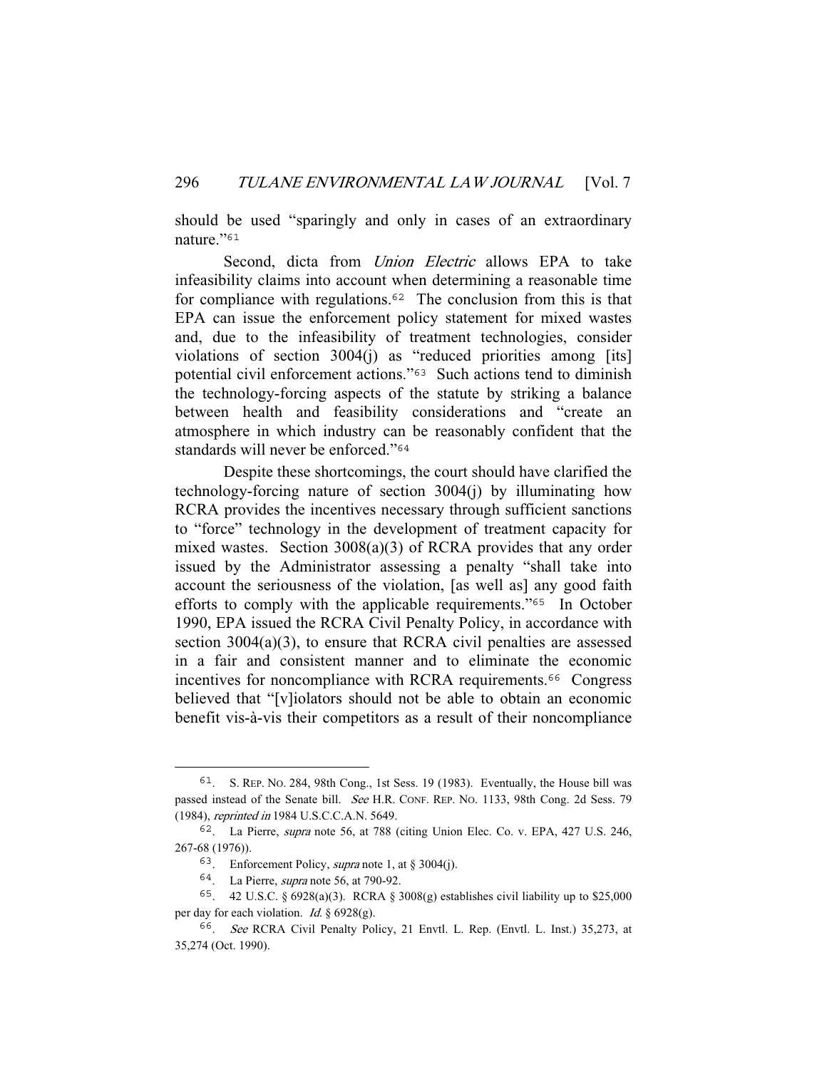should be used "sparingly and only in cases of an extraordinary nature."[61]

Second, dicta from *Union Electric* allows EPA to take infeasibility claims into account when determining a reasonable time for compliance with regulations.[62] The conclusion from this is that EPA can issue the enforcement policy statement for mixed wastes and, due to the infeasibility of treatment technologies, consider violations of section 3004(j) as "reduced priorities among [its] potential civil enforcement actions."[63] Such actions tend to diminish the technology-forcing aspects of the statute by striking a balance between health and feasibility considerations and "create an atmosphere in which industry can be reasonably confident that the standards will never be enforced."[64]

Despite these shortcomings, the court should have clarified the technology-forcing nature of section 3004(j) by illuminating how RCRA provides the incentives necessary through sufficient sanctions to "force" technology in the development of treatment capacity for mixed wastes. Section 3008(a)(3) of RCRA provides that any order issued by the Administrator assessing a penalty "shall take into account the seriousness of the violation, [as well as] any good faith efforts to comply with the applicable requirements."[65] In October 1990, EPA issued the RCRA Civil Penalty Policy, in accordance with section 3004(a)(3), to ensure that RCRA civil penalties are assessed in a fair and consistent manner and to eliminate the economic incentives for noncompliance with RCRA requirements.[66] Congress believed that "[v]iolators should not be able to obtain an economic benefit vis-à-vis their competitors as a result of their noncompliance

---

61. S. REP. NO. 284, 98th Cong., 1st Sess. 19 (1983). Eventually, the House bill was passed instead of the Senate bill. *See* H.R. CONF. REP. NO. 1133, 98th Cong. 2d Sess. 79 (1984), *reprinted in* 1984 U.S.C.C.A.N. 5649.

62. La Pierre, *supra* note 56, at 788 (citing Union Elec. Co. v. EPA, 427 U.S. 246, 267-68 (1976)).

63. Enforcement Policy, *supra* note 1, at § 3004(j).

64. La Pierre, *supra* note 56, at 790-92.

65. 42 U.S.C. § 6928(a)(3). RCRA § 3008(g) establishes civil liability up to $25,000 per day for each violation. *Id.* § 6928(g).

66. *See* RCRA Civil Penalty Policy, 21 Envtl. L. Rep. (Envtl. L. Inst.) 35,273, at 35,274 (Oct. 1990).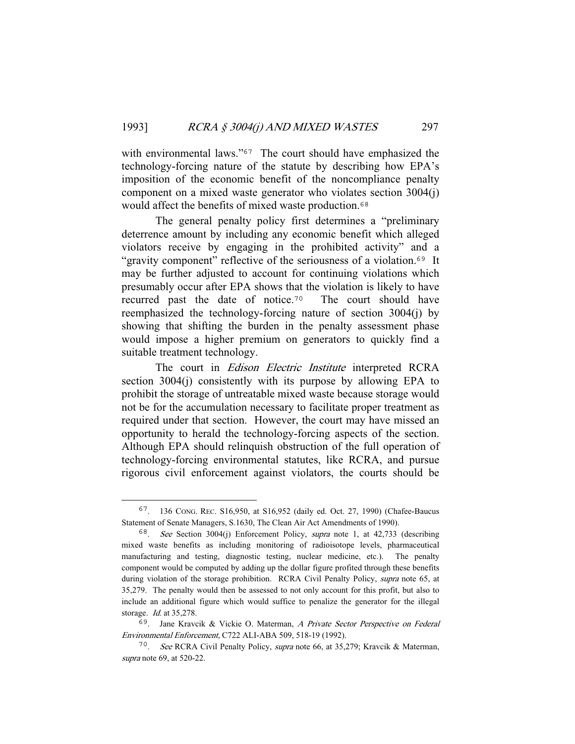with environmental laws."[67] The court should have emphasized the technology-forcing nature of the statute by describing how EPA's imposition of the economic benefit of the noncompliance penalty component on a mixed waste generator who violates section 3004(j) would affect the benefits of mixed waste production.[68]

The general penalty policy first determines a "preliminary deterrence amount by including any economic benefit which alleged violators receive by engaging in the prohibited activity" and a "gravity component" reflective of the seriousness of a violation.[69] It may be further adjusted to account for continuing violations which presumably occur after EPA shows that the violation is likely to have recurred past the date of notice.[70] The court should have reemphasized the technology-forcing nature of section 3004(j) by showing that shifting the burden in the penalty assessment phase would impose a higher premium on generators to quickly find a suitable treatment technology.

The court in *Edison Electric Institute* interpreted RCRA section 3004(j) consistently with its purpose by allowing EPA to prohibit the storage of untreatable mixed waste because storage would not be for the accumulation necessary to facilitate proper treatment as required under that section. However, the court may have missed an opportunity to herald the technology-forcing aspects of the section. Although EPA should relinquish obstruction of the full operation of technology-forcing environmental statutes, like RCRA, and pursue rigorous civil enforcement against violators, the courts should be

---

67. 136 CONG. REC. S16,950, at S16,952 (daily ed. Oct. 27, 1990) (Chafee-Baucus Statement of Senate Managers, S.1630, The Clean Air Act Amendments of 1990).

68. *See* Section 3004(j) Enforcement Policy, *supra* note 1, at 42,733 (describing mixed waste benefits as including monitoring of radioisotope levels, pharmaceutical manufacturing and testing, diagnostic testing, nuclear medicine, etc.). The penalty component would be computed by adding up the dollar figure profited through these benefits during violation of the storage prohibition. RCRA Civil Penalty Policy, *supra* note 65, at 35,279. The penalty would then be assessed to not only account for this profit, but also to include an additional figure which would suffice to penalize the generator for the illegal storage. *Id.* at 35,278.

69. Jane Kravcik & Vickie O. Materman, *A Private Sector Perspective on Federal Environmental Enforcement,* C722 ALI-ABA 509, 518-19 (1992).

70. *See* RCRA Civil Penalty Policy, *supra* note 66, at 35,279; Kravcik & Materman, *supra* note 69, at 520-22.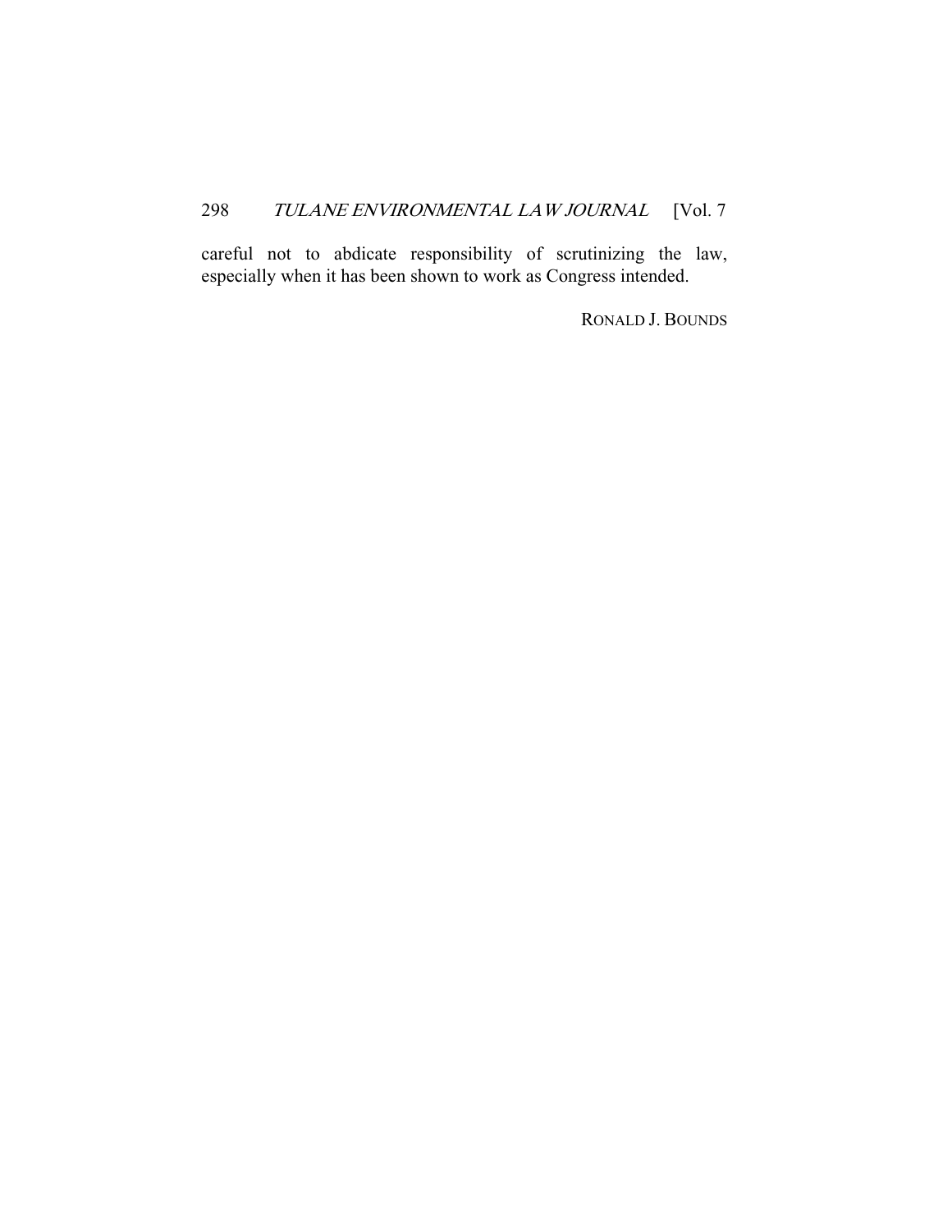careful not to abdicate responsibility of scrutinizing the law, especially when it has been shown to work as Congress intended.

RONALD J. BOUNDS